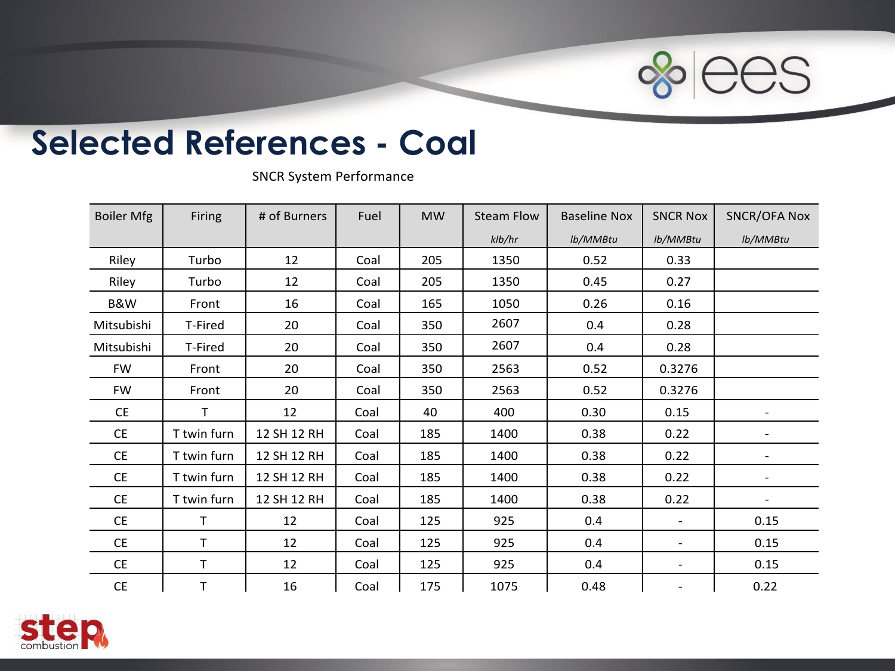# Selected References - Coal

SNCR System Performance

| Boiler Mfg | Firing | # of Burners | Fuel | MW | Steam Flow | Baseline Nox | SNCR Nox | SNCR/OFA Nox |
|---|---|---|---|---|---|---|---|---|
| | | | | | *klb/hr* | *lb/MMBtu* | *lb/MMBtu* | *lb/MMBtu* |
| Riley | Turbo | 12 | Coal | 205 | 1350 | 0.52 | 0.33 | |
| Riley | Turbo | 12 | Coal | 205 | 1350 | 0.45 | 0.27 | |
| B&W | Front | 16 | Coal | 165 | 1050 | 0.26 | 0.16 | |
| Mitsubishi | T-Fired | 20 | Coal | 350 | 2607 | 0.4 | 0.28 | |
| Mitsubishi | T-Fired | 20 | Coal | 350 | 2607 | 0.4 | 0.28 | |
| FW | Front | 20 | Coal | 350 | 2563 | 0.52 | 0.3276 | |
| FW | Front | 20 | Coal | 350 | 2563 | 0.52 | 0.3276 | |
| CE | T | 12 | Coal | 40 | 400 | 0.30 | 0.15 | - |
| CE | T twin furn | 12 SH 12 RH | Coal | 185 | 1400 | 0.38 | 0.22 | - |
| CE | T twin furn | 12 SH 12 RH | Coal | 185 | 1400 | 0.38 | 0.22 | - |
| CE | T twin furn | 12 SH 12 RH | Coal | 185 | 1400 | 0.38 | 0.22 | - |
| CE | T twin furn | 12 SH 12 RH | Coal | 185 | 1400 | 0.38 | 0.22 | - |
| CE | T | 12 | Coal | 125 | 925 | 0.4 | - | 0.15 |
| CE | T | 12 | Coal | 125 | 925 | 0.4 | - | 0.15 |
| CE | T | 12 | Coal | 125 | 925 | 0.4 | - | 0.15 |
| CE | T | 16 | Coal | 175 | 1075 | 0.48 | - | 0.22 |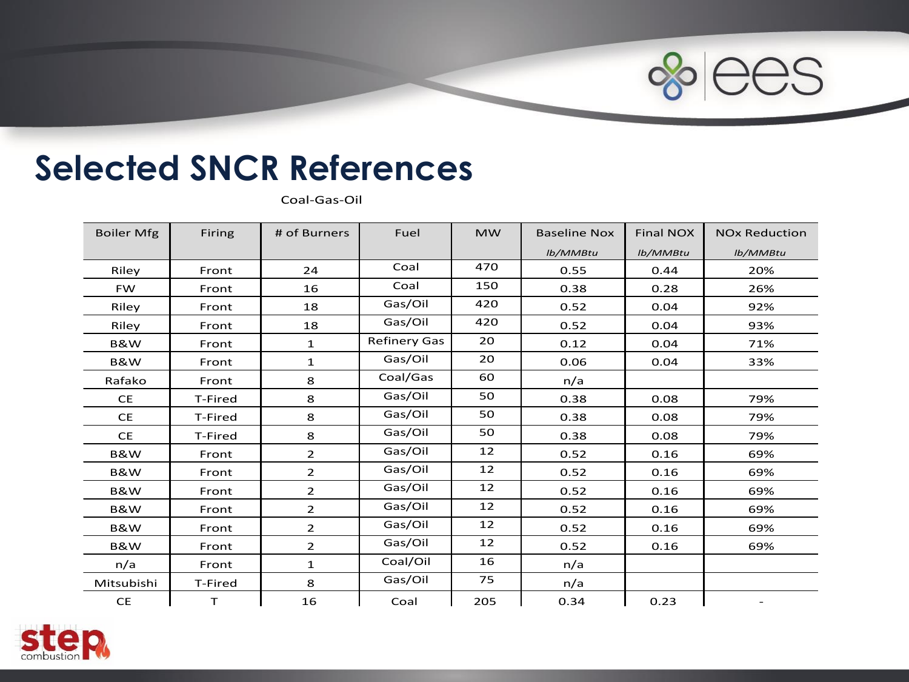# Selected SNCR References

Coal-Gas-Oil

| Boiler Mfg | Firing | # of Burners | Fuel | MW | Baseline Nox *lb/MMBtu* | Final NOX *lb/MMBtu* | NOx Reduction *lb/MMBtu* |
|---|---|---|---|---|---|---|---|
| Riley | Front | 24 | Coal | 470 | 0.55 | 0.44 | 20% |
| FW | Front | 16 | Coal | 150 | 0.38 | 0.28 | 26% |
| Riley | Front | 18 | Gas/Oil | 420 | 0.52 | 0.04 | 92% |
| Riley | Front | 18 | Gas/Oil | 420 | 0.52 | 0.04 | 93% |
| B&W | Front | 1 | Refinery Gas | 20 | 0.12 | 0.04 | 71% |
| B&W | Front | 1 | Gas/Oil | 20 | 0.06 | 0.04 | 33% |
| Rafako | Front | 8 | Coal/Gas | 60 | n/a | | |
| CE | T-Fired | 8 | Gas/Oil | 50 | 0.38 | 0.08 | 79% |
| CE | T-Fired | 8 | Gas/Oil | 50 | 0.38 | 0.08 | 79% |
| CE | T-Fired | 8 | Gas/Oil | 50 | 0.38 | 0.08 | 79% |
| B&W | Front | 2 | Gas/Oil | 12 | 0.52 | 0.16 | 69% |
| B&W | Front | 2 | Gas/Oil | 12 | 0.52 | 0.16 | 69% |
| B&W | Front | 2 | Gas/Oil | 12 | 0.52 | 0.16 | 69% |
| B&W | Front | 2 | Gas/Oil | 12 | 0.52 | 0.16 | 69% |
| B&W | Front | 2 | Gas/Oil | 12 | 0.52 | 0.16 | 69% |
| B&W | Front | 2 | Gas/Oil | 12 | 0.52 | 0.16 | 69% |
| n/a | Front | 1 | Coal/Oil | 16 | n/a | | |
| Mitsubishi | T-Fired | 8 | Gas/Oil | 75 | n/a | | |
| CE | T | 16 | Coal | 205 | 0.34 | 0.23 | - |